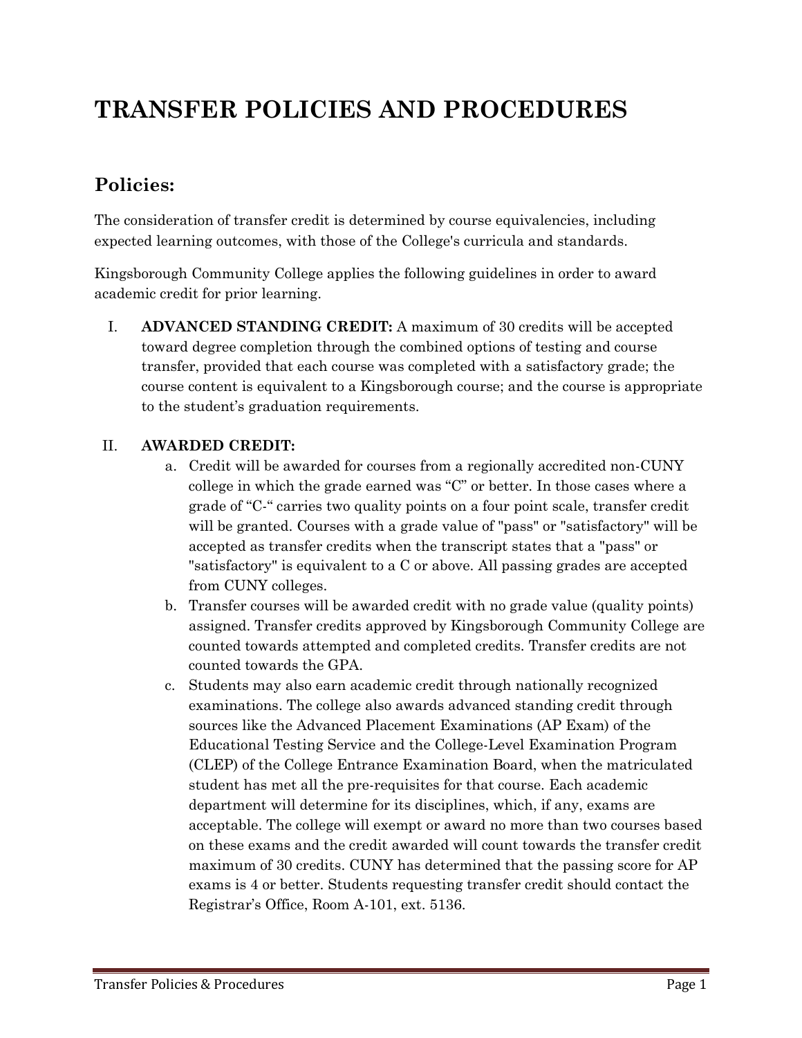# TRANSFER POLICIES AND PROCEDURES

## Policies:

The consideration of transfer credit is determined by course equivalencies, including expected learning outcomes, with those of the College's curricula and standards.

Kingsborough Community College applies the following guidelines in order to award academic credit for prior learning.

I. **ADVANCED STANDING CREDIT:** A maximum of 30 credits will be accepted toward degree completion through the combined options of testing and course transfer, provided that each course was completed with a satisfactory grade; the course content is equivalent to a Kingsborough course; and the course is appropriate to the student's graduation requirements.

II. **AWARDED CREDIT:**

   a. Credit will be awarded for courses from a regionally accredited non-CUNY college in which the grade earned was "C" or better. In those cases where a grade of "C-" carries two quality points on a four point scale, transfer credit will be granted. Courses with a grade value of "pass" or "satisfactory" will be accepted as transfer credits when the transcript states that a "pass" or "satisfactory" is equivalent to a C or above. All passing grades are accepted from CUNY colleges.

   b. Transfer courses will be awarded credit with no grade value (quality points) assigned. Transfer credits approved by Kingsborough Community College are counted towards attempted and completed credits. Transfer credits are not counted towards the GPA.

   c. Students may also earn academic credit through nationally recognized examinations. The college also awards advanced standing credit through sources like the Advanced Placement Examinations (AP Exam) of the Educational Testing Service and the College-Level Examination Program (CLEP) of the College Entrance Examination Board, when the matriculated student has met all the pre-requisites for that course. Each academic department will determine for its disciplines, which, if any, exams are acceptable. The college will exempt or award no more than two courses based on these exams and the credit awarded will count towards the transfer credit maximum of 30 credits. CUNY has determined that the passing score for AP exams is 4 or better. Students requesting transfer credit should contact the Registrar's Office, Room A-101, ext. 5136.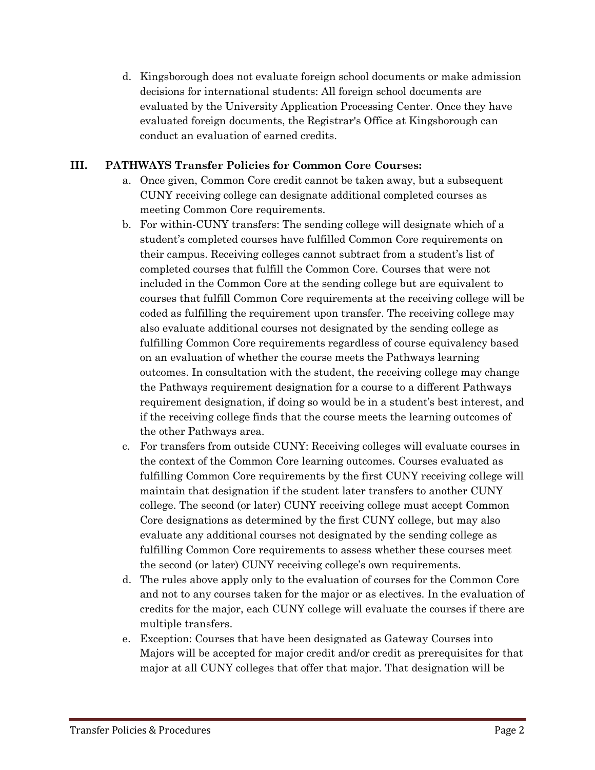d. Kingsborough does not evaluate foreign school documents or make admission decisions for international students: All foreign school documents are evaluated by the University Application Processing Center. Once they have evaluated foreign documents, the Registrar's Office at Kingsborough can conduct an evaluation of earned credits.

## III. PATHWAYS Transfer Policies for Common Core Courses:

a. Once given, Common Core credit cannot be taken away, but a subsequent CUNY receiving college can designate additional completed courses as meeting Common Core requirements.

b. For within-CUNY transfers: The sending college will designate which of a student's completed courses have fulfilled Common Core requirements on their campus. Receiving colleges cannot subtract from a student's list of completed courses that fulfill the Common Core. Courses that were not included in the Common Core at the sending college but are equivalent to courses that fulfill Common Core requirements at the receiving college will be coded as fulfilling the requirement upon transfer. The receiving college may also evaluate additional courses not designated by the sending college as fulfilling Common Core requirements regardless of course equivalency based on an evaluation of whether the course meets the Pathways learning outcomes. In consultation with the student, the receiving college may change the Pathways requirement designation for a course to a different Pathways requirement designation, if doing so would be in a student's best interest, and if the receiving college finds that the course meets the learning outcomes of the other Pathways area.

c. For transfers from outside CUNY: Receiving colleges will evaluate courses in the context of the Common Core learning outcomes. Courses evaluated as fulfilling Common Core requirements by the first CUNY receiving college will maintain that designation if the student later transfers to another CUNY college. The second (or later) CUNY receiving college must accept Common Core designations as determined by the first CUNY college, but may also evaluate any additional courses not designated by the sending college as fulfilling Common Core requirements to assess whether these courses meet the second (or later) CUNY receiving college's own requirements.

d. The rules above apply only to the evaluation of courses for the Common Core and not to any courses taken for the major or as electives. In the evaluation of credits for the major, each CUNY college will evaluate the courses if there are multiple transfers.

e. Exception: Courses that have been designated as Gateway Courses into Majors will be accepted for major credit and/or credit as prerequisites for that major at all CUNY colleges that offer that major. That designation will be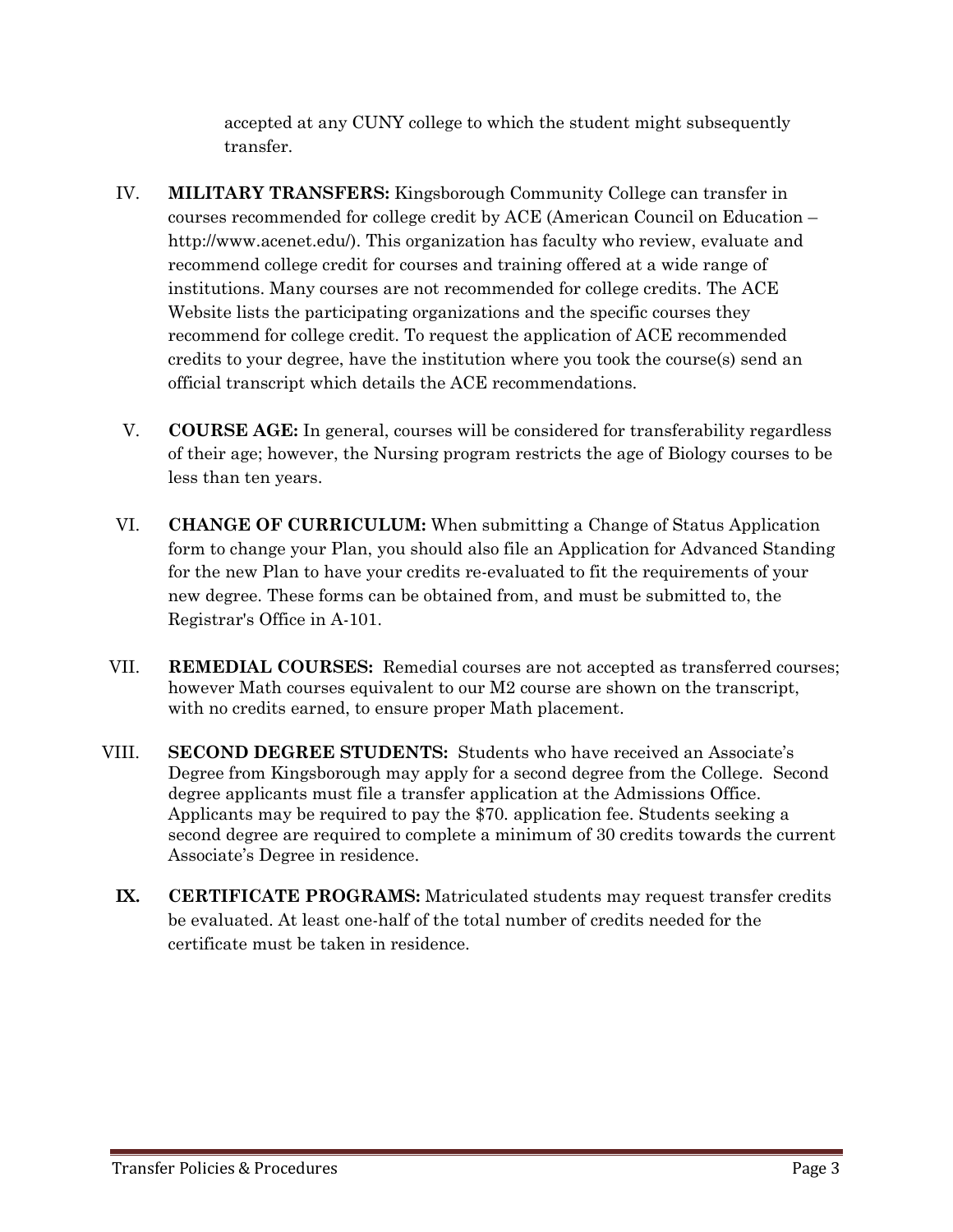accepted at any CUNY college to which the student might subsequently transfer.

IV. **MILITARY TRANSFERS:** Kingsborough Community College can transfer in courses recommended for college credit by ACE (American Council on Education – http://www.acenet.edu/). This organization has faculty who review, evaluate and recommend college credit for courses and training offered at a wide range of institutions. Many courses are not recommended for college credits. The ACE Website lists the participating organizations and the specific courses they recommend for college credit. To request the application of ACE recommended credits to your degree, have the institution where you took the course(s) send an official transcript which details the ACE recommendations.

V. **COURSE AGE:** In general, courses will be considered for transferability regardless of their age; however, the Nursing program restricts the age of Biology courses to be less than ten years.

VI. **CHANGE OF CURRICULUM:** When submitting a Change of Status Application form to change your Plan, you should also file an Application for Advanced Standing for the new Plan to have your credits re-evaluated to fit the requirements of your new degree. These forms can be obtained from, and must be submitted to, the Registrar's Office in A-101.

VII. **REMEDIAL COURSES:** Remedial courses are not accepted as transferred courses; however Math courses equivalent to our M2 course are shown on the transcript, with no credits earned, to ensure proper Math placement.

VIII. **SECOND DEGREE STUDENTS:** Students who have received an Associate's Degree from Kingsborough may apply for a second degree from the College. Second degree applicants must file a transfer application at the Admissions Office. Applicants may be required to pay the $70. application fee. Students seeking a second degree are required to complete a minimum of 30 credits towards the current Associate's Degree in residence.

**IX.** **CERTIFICATE PROGRAMS:** Matriculated students may request transfer credits be evaluated. At least one-half of the total number of credits needed for the certificate must be taken in residence.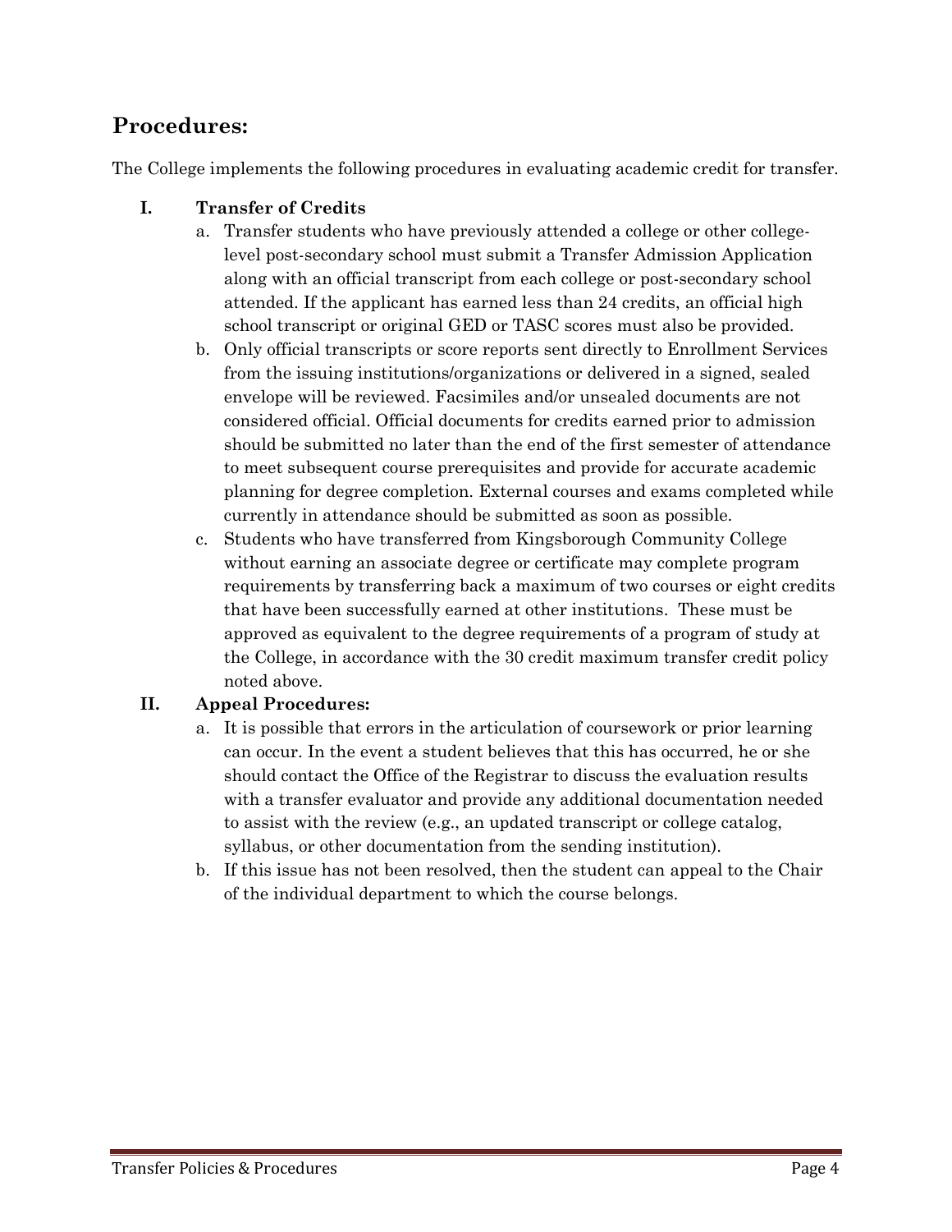## Procedures:

The College implements the following procedures in evaluating academic credit for transfer.

I. **Transfer of Credits**

a. Transfer students who have previously attended a college or other college-level post-secondary school must submit a Transfer Admission Application along with an official transcript from each college or post-secondary school attended. If the applicant has earned less than 24 credits, an official high school transcript or original GED or TASC scores must also be provided.

b. Only official transcripts or score reports sent directly to Enrollment Services from the issuing institutions/organizations or delivered in a signed, sealed envelope will be reviewed. Facsimiles and/or unsealed documents are not considered official. Official documents for credits earned prior to admission should be submitted no later than the end of the first semester of attendance to meet subsequent course prerequisites and provide for accurate academic planning for degree completion. External courses and exams completed while currently in attendance should be submitted as soon as possible.

c. Students who have transferred from Kingsborough Community College without earning an associate degree or certificate may complete program requirements by transferring back a maximum of two courses or eight credits that have been successfully earned at other institutions. These must be approved as equivalent to the degree requirements of a program of study at the College, in accordance with the 30 credit maximum transfer credit policy noted above.

II. **Appeal Procedures:**

a. It is possible that errors in the articulation of coursework or prior learning can occur. In the event a student believes that this has occurred, he or she should contact the Office of the Registrar to discuss the evaluation results with a transfer evaluator and provide any additional documentation needed to assist with the review (e.g., an updated transcript or college catalog, syllabus, or other documentation from the sending institution).

b. If this issue has not been resolved, then the student can appeal to the Chair of the individual department to which the course belongs.